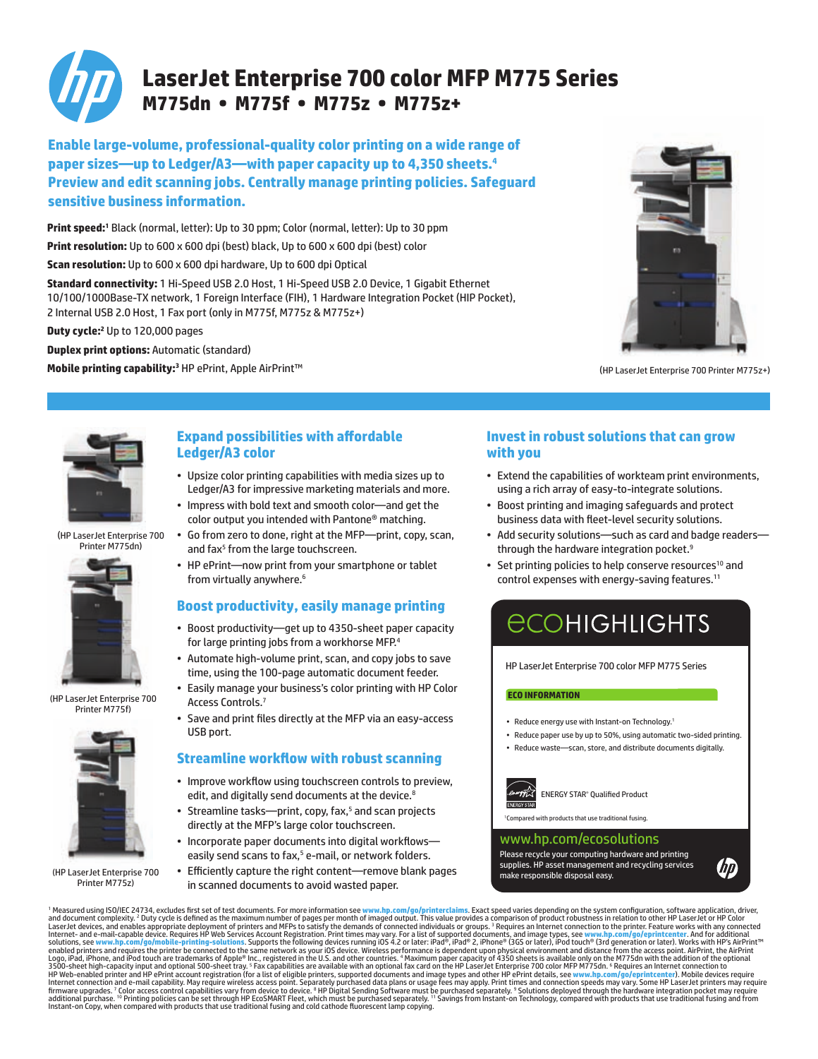# LaserJet Enterprise 700 color MFP M775 Series

## M775dn • M775f • M775z • M775z+

**Enable large-volume, professional-quality color printing on a wide range of paper sizes—up to Ledger/A3—with paper capacity up to 4,350 sheets.[4] Preview and edit scanning jobs. Centrally manage printing policies. Safeguard sensitive business information.**

**Print speed:[1]** Black (normal, letter): Up to 30 ppm; Color (normal, letter): Up to 30 ppm

**Print resolution:** Up to 600 x 600 dpi (best) black, Up to 600 x 600 dpi (best) color

**Scan resolution:** Up to 600 x 600 dpi hardware, Up to 600 dpi Optical

**Standard connectivity:** 1 Hi-Speed USB 2.0 Host, 1 Hi-Speed USB 2.0 Device, 1 Gigabit Ethernet 10/100/1000Base-TX network, 1 Foreign Interface (FIH), 1 Hardware Integration Pocket (HIP Pocket), 2 Internal USB 2.0 Host, 1 Fax port (only in M775f, M775z & M775z+)

**Duty cycle:[2]** Up to 120,000 pages

**Duplex print options:** Automatic (standard)

**Mobile printing capability:[3]** HP ePrint, Apple AirPrint™

(HP LaserJet Enterprise 700 Printer M775z+)

(HP LaserJet Enterprise 700 Printer M775dn)

(HP LaserJet Enterprise 700 Printer M775f)

(HP LaserJet Enterprise 700 Printer M775z)

### Expand possibilities with affordable Ledger/A3 color

- Upsize color printing capabilities with media sizes up to Ledger/A3 for impressive marketing materials and more.
- Impress with bold text and smooth color—and get the color output you intended with Pantone® matching.
- Go from zero to done, right at the MFP—print, copy, scan, and fax[5] from the large touchscreen.
- HP ePrint—now print from your smartphone or tablet from virtually anywhere.[6]

### Boost productivity, easily manage printing

- Boost productivity—get up to 4350-sheet paper capacity for large printing jobs from a workhorse MFP.[4]
- Automate high-volume print, scan, and copy jobs to save time, using the 100-page automatic document feeder.
- Easily manage your business's color printing with HP Color Access Controls.[7]
- Save and print files directly at the MFP via an easy-access USB port.

### Streamline workflow with robust scanning

- Improve workflow using touchscreen controls to preview, edit, and digitally send documents at the device.[8]
- Streamline tasks—print, copy, fax,[5] and scan projects directly at the MFP's large color touchscreen.
- Incorporate paper documents into digital workflows—easily send scans to fax,[5] e-mail, or network folders.
- Efficiently capture the right content—remove blank pages in scanned documents to avoid wasted paper.

### Invest in robust solutions that can grow with you

- Extend the capabilities of workteam print environments, using a rich array of easy-to-integrate solutions.
- Boost printing and imaging safeguards and protect business data with fleet-level security solutions.
- Add security solutions—such as card and badge readers—through the hardware integration pocket.[9]
- Set printing policies to help conserve resources[10] and control expenses with energy-saving features.[11]

### ecoHIGHLIGHTS

HP LaserJet Enterprise 700 color MFP M775 Series

**ECO INFORMATION**

- Reduce energy use with Instant-on Technology.[1]
- Reduce paper use by up to 50%, using automatic two-sided printing.
- Reduce waste—scan, store, and distribute documents digitally.

ENERGY STAR® Qualified Product

[1]Compared with products that use traditional fusing.

www.hp.com/ecosolutions

Please recycle your computing hardware and printing supplies. HP asset management and recycling services make responsible disposal easy.

[1] Measured using ISO/IEC 24734, excludes first set of test documents. For more information see www.hp.com/go/printerclaims. Exact speed varies depending on the system configuration, software application, driver, and document complexity. [2] Duty cycle is defined as the maximum number of pages per month of imaged output. This value provides a comparison of product robustness in relation to other HP LaserJet or HP Color LaserJet devices, and enables appropriate deployment of printers and MFPs to satisfy the demands of connected individuals or groups. [3] Requires an Internet connection to the printer. Feature works with any connected Internet- and e-mail-capable device. Requires HP Web Services Account Registration. Print times may vary. For a list of supported documents, and image types, see www.hp.com/go/eprintcenter. And for additional solutions, see www.hp.com/go/mobile-printing-solutions. Supports the following devices running iOS 4.2 or later: iPad®, iPad® 2, iPhone® (3GS or later), iPod touch® (3rd generation or later). Works with HP's AirPrint™ enabled printers and requires the printer be connected to the same network as your iOS device. Wireless performance is dependent upon physical environment and distance from the access point. AirPrint, the AirPrint Logo, iPad, iPhone, and iPod touch are trademarks of Apple® Inc., registered in the U.S. and other countries. [4] Maximum paper capacity of 4350 sheets is available only on the M775dn with the addition of the optional 3500-sheet high-capacity input and optional 500-sheet tray. [5] Fax capabilities are available with an optional fax card on the HP LaserJet Enterprise 700 color MFP M775dn. [6] Requires an Internet connection to HP Web-enabled printer and HP ePrint account registration (for a list of eligible printers, supported documents and image types and other HP ePrint details, see www.hp.com/go/eprintcenter). Mobile devices require Internet connection and e-mail capability. May require wireless access point. Separately purchased data plans or usage fees may apply. Print times and connection speeds may vary. Some HP LaserJet printers may require firmware upgrades. [7] Color access control capabilities vary from device to device. [8] HP Digital Sending Software must be purchased separately. [9] Solutions deployed through the hardware integration pocket may require additional purchase. [10] Printing policies can be set through HP EcoSMART Fleet, which must be purchased separately. [11] Savings from Instant-on Technology, compared with products that use traditional fusing and from Instant-on Copy, when compared with products that use traditional fusing and cold cathode fluorescent lamp copying.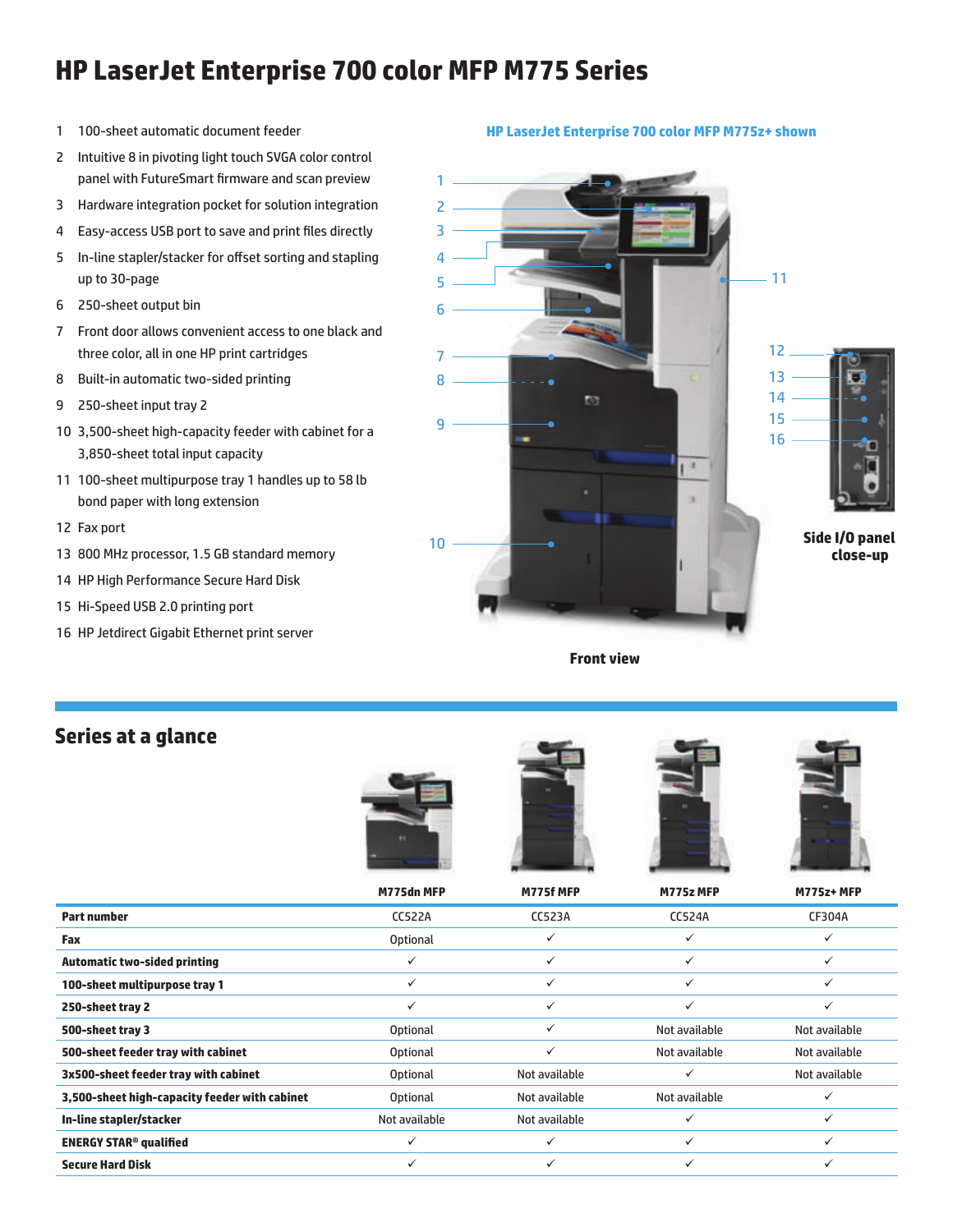# HP LaserJet Enterprise 700 color MFP M775 Series

1. 100-sheet automatic document feeder
2. Intuitive 8 in pivoting light touch SVGA color control panel with FutureSmart firmware and scan preview
3. Hardware integration pocket for solution integration
4. Easy-access USB port to save and print files directly
5. In-line stapler/stacker for offset sorting and stapling up to 30-page
6. 250-sheet output bin
7. Front door allows convenient access to one black and three color, all in one HP print cartridges
8. Built-in automatic two-sided printing
9. 250-sheet input tray 2
10. 3,500-sheet high-capacity feeder with cabinet for a 3,850-sheet total input capacity
11. 100-sheet multipurpose tray 1 handles up to 58 lb bond paper with long extension
12. Fax port
13. 800 MHz processor, 1.5 GB standard memory
14. HP High Performance Secure Hard Disk
15. Hi-Speed USB 2.0 printing port
16. HP Jetdirect Gigabit Ethernet print server

**HP LaserJet Enterprise 700 color MFP M775z+ shown**

**Side I/O panel close-up**

**Front view**

## Series at a glance

| | M775dn MFP | M775f MFP | M775z MFP | M775z+ MFP |
|---|---|---|---|---|
| **Part number** | CC522A | CC523A | CC524A | CF304A |
| **Fax** | Optional | ✓ | ✓ | ✓ |
| **Automatic two-sided printing** | ✓ | ✓ | ✓ | ✓ |
| **100-sheet multipurpose tray 1** | ✓ | ✓ | ✓ | ✓ |
| **250-sheet tray 2** | ✓ | ✓ | ✓ | ✓ |
| **500-sheet tray 3** | Optional | ✓ | Not available | Not available |
| **500-sheet feeder tray with cabinet** | Optional | ✓ | Not available | Not available |
| **3x500-sheet feeder tray with cabinet** | Optional | Not available | ✓ | Not available |
| **3,500-sheet high-capacity feeder with cabinet** | Optional | Not available | Not available | ✓ |
| **In-line stapler/stacker** | Not available | Not available | ✓ | ✓ |
| **ENERGY STAR® qualified** | ✓ | ✓ | ✓ | ✓ |
| **Secure Hard Disk** | ✓ | ✓ | ✓ | ✓ |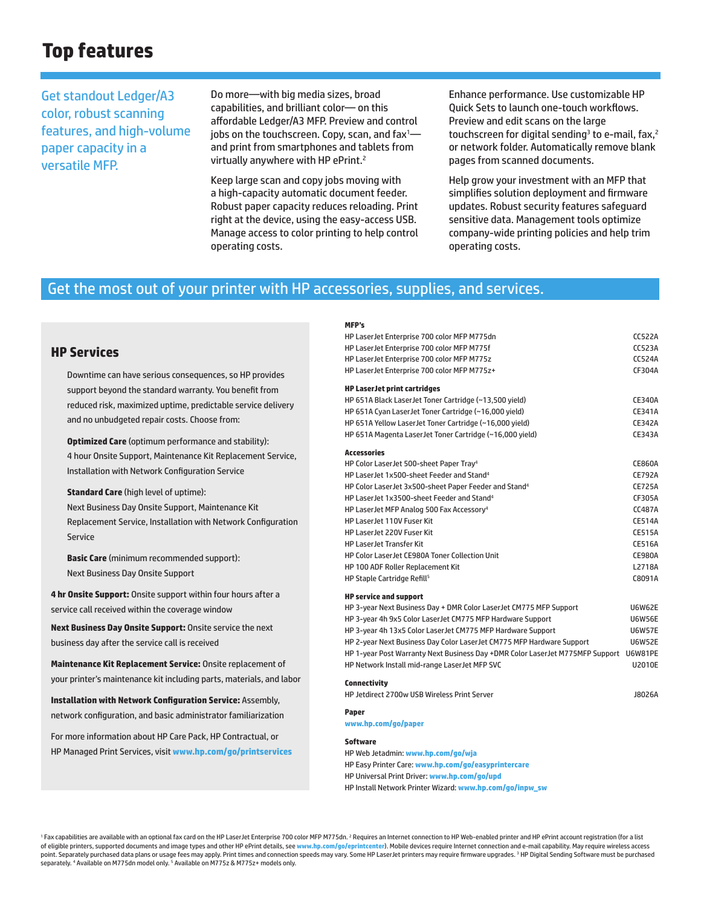# Top features

Get standout Ledger/A3 color, robust scanning features, and high-volume paper capacity in a versatile MFP.

Do more—with big media sizes, broad capabilities, and brilliant color— on this affordable Ledger/A3 MFP. Preview and control jobs on the touchscreen. Copy, scan, and fax[1]—and print from smartphones and tablets from virtually anywhere with HP ePrint.[2]

Keep large scan and copy jobs moving with a high-capacity automatic document feeder. Robust paper capacity reduces reloading. Print right at the device, using the easy-access USB. Manage access to color printing to help control operating costs.

Enhance performance. Use customizable HP Quick Sets to launch one-touch workflows. Preview and edit scans on the large touchscreen for digital sending[3] to e-mail, fax,[2] or network folder. Automatically remove blank pages from scanned documents.

Help grow your investment with an MFP that simplifies solution deployment and firmware updates. Robust security features safeguard sensitive data. Management tools optimize company-wide printing policies and help trim operating costs.

## Get the most out of your printer with HP accessories, supplies, and services.

### HP Services

Downtime can have serious consequences, so HP provides support beyond the standard warranty. You benefit from reduced risk, maximized uptime, predictable service delivery and no unbudgeted repair costs. Choose from:

**Optimized Care** (optimum performance and stability): 4 hour Onsite Support, Maintenance Kit Replacement Service, Installation with Network Configuration Service

**Standard Care** (high level of uptime): Next Business Day Onsite Support, Maintenance Kit Replacement Service, Installation with Network Configuration Service

**Basic Care** (minimum recommended support): Next Business Day Onsite Support

**4 hr Onsite Support:** Onsite support within four hours after a service call received within the coverage window

**Next Business Day Onsite Support:** Onsite service the next business day after the service call is received

**Maintenance Kit Replacement Service:** Onsite replacement of your printer's maintenance kit including parts, materials, and labor

**Installation with Network Configuration Service:** Assembly, network configuration, and basic administrator familiarization

For more information about HP Care Pack, HP Contractual, or HP Managed Print Services, visit **www.hp.com/go/printservices**

**MFP's**

| | |
|---|---|
| HP LaserJet Enterprise 700 color MFP M775dn | CC522A |
| HP LaserJet Enterprise 700 color MFP M775f | CC523A |
| HP LaserJet Enterprise 700 color MFP M775z | CC524A |
| HP LaserJet Enterprise 700 color MFP M775z+ | CF304A |

**HP LaserJet print cartridges**

| | |
|---|---|
| HP 651A Black LaserJet Toner Cartridge (~13,500 yield) | CE340A |
| HP 651A Cyan LaserJet Toner Cartridge (~16,000 yield) | CE341A |
| HP 651A Yellow LaserJet Toner Cartridge (~16,000 yield) | CE342A |
| HP 651A Magenta LaserJet Toner Cartridge (~16,000 yield) | CE343A |

**Accessories**

| | |
|---|---|
| HP Color LaserJet 500-sheet Paper Tray[4] | CE860A |
| HP LaserJet 1x500-sheet Feeder and Stand[4] | CE792A |
| HP Color LaserJet 3x500-sheet Paper Feeder and Stand[4] | CE725A |
| HP LaserJet 1x3500-sheet Feeder and Stand[4] | CF305A |
| HP LaserJet MFP Analog 500 Fax Accessory[4] | CC487A |
| HP LaserJet 110V Fuser Kit | CE514A |
| HP LaserJet 220V Fuser Kit | CE515A |
| HP LaserJet Transfer Kit | CE516A |
| HP Color LaserJet CE980A Toner Collection Unit | CE980A |
| HP 100 ADF Roller Replacement Kit | L2718A |
| HP Staple Cartridge Refill[5] | C8091A |

**HP service and support**

| | |
|---|---|
| HP 3-year Next Business Day + DMR Color LaserJet CM775 MFP Support | U6W62E |
| HP 3-year 4h 9x5 Color LaserJet CM775 MFP Hardware Support | U6W56E |
| HP 3-year 4h 13x5 Color LaserJet CM775 MFP Hardware Support | U6W57E |
| HP 2-year Next Business Day Color LaserJet CM775 MFP Hardware Support | U6W52E |
| HP 1-year Post Warranty Next Business Day +DMR Color LaserJet M775MFP Support | U6W81PE |
| HP Network Install mid-range LaserJet MFP SVC | U2010E |

**Connectivity**

| | |
|---|---|
| HP Jetdirect 2700w USB Wireless Print Server | J8026A |

**Paper**

**www.hp.com/go/paper**

**Software**

HP Web Jetadmin: **www.hp.com/go/wja**
HP Easy Printer Care: **www.hp.com/go/easyprintercare**
HP Universal Print Driver: **www.hp.com/go/upd**
HP Install Network Printer Wizard: **www.hp.com/go/inpw_sw**

[1] Fax capabilities are available with an optional fax card on the HP LaserJet Enterprise 700 color MFP M775dn. [2] Requires an Internet connection to HP Web-enabled printer and HP ePrint account registration (for a list of eligible printers, supported documents and image types and other HP ePrint details, see **www.hp.com/go/eprintcenter**). Mobile devices require Internet connection and e-mail capability. May require wireless access point. Separately purchased data plans or usage fees may apply. Print times and connection speeds may vary. Some HP LaserJet printers may require firmware upgrades. [3] HP Digital Sending Software must be purchased separately. [4] Available on M775dn model only. [5] Available on M775z & M775z+ models only.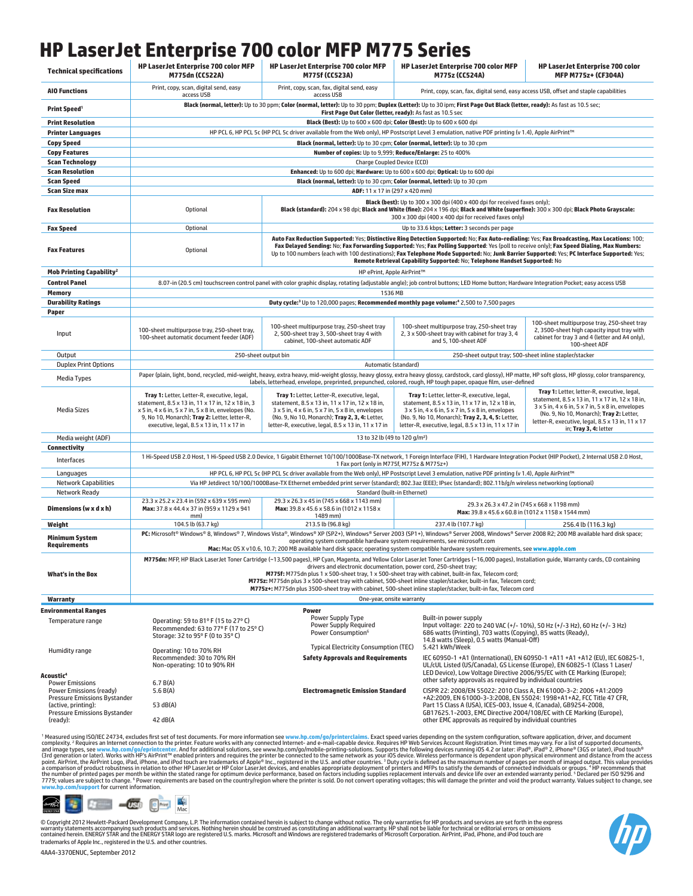# HP LaserJet Enterprise 700 color MFP M775 Series

| Technical specifications | HP LaserJet Enterprise 700 color MFP M775dn (CC522A) | HP LaserJet Enterprise 700 color MFP M775f (CC523A) | HP LaserJet Enterprise 700 color MFP M775z (CC524A) | HP LaserJet Enterprise 700 color MFP M775z+ (CF304A) |
|---|---|---|---|---|
| **AIO Functions** | Print, copy, scan, digital send, easy access USB | Print, copy, scan, fax, digital send, easy access USB | Print, copy, scan, fax, digital send, easy access USB, offset and staple capabilities | |
| **Print Speed**[1] | **Black (normal, letter):** Up to 30 ppm; **Color (normal, letter):** Up to 30 ppm; **Duplex (Letter):** Up to 30 ipm; **First Page Out Black (letter, ready):** As fast as 10.5 sec; **First Page Out Color (letter, ready):** As fast as 10.5 sec | | | |
| **Print Resolution** | **Black (Best):** Up to 600 x 600 dpi; **Color (Best):** Up to 600 x 600 dpi | | | |
| **Printer Languages** | HP PCL 6, HP PCL 5c (HP PCL 5c driver available from the Web only), HP Postscript Level 3 emulation, native PDF printing (v 1.4), Apple AirPrint™ | | | |
| **Copy Speed** | **Black (normal, letter):** Up to 30 cpm; **Color (normal, letter):** Up to 30 cpm | | | |
| **Copy Features** | **Number of copies:** Up to 9,999; **Reduce/Enlarge:** 25 to 400% | | | |
| **Scan Technology** | Charge Coupled Device (CCD) | | | |
| **Scan Resolution** | **Enhanced:** Up to 600 dpi; **Hardware:** Up to 600 x 600 dpi; **Optical:** Up to 600 dpi | | | |
| **Scan Speed** | **Black (normal, letter):** Up to 30 cpm; **Color (normal, letter):** Up to 30 cpm | | | |
| **Scan Size max** | **ADF:** 11 x 17 in (297 x 420 mm) | | | |
| **Fax Resolution** | Optional | **Black (best):** Up to 300 x 300 dpi (400 x 400 dpi for received faxes only); **Black (standard):** 204 x 98 dpi; **Black and White (fine):** 204 x 196 dpi; **Black and White (superfine):** 300 x 300 dpi; **Black Photo Grayscale:** 300 x 300 dpi (400 x 400 dpi for received faxes only) | | |
| **Fax Speed** | Optional | Up to 33.6 kbps; **Letter:** 3 seconds per page | | |
| **Fax Features** | Optional | **Auto Fax Reduction Supported:** Yes; **Distinctive Ring Detection Supported:** No; **Fax Auto-redialing:** Yes; **Fax Broadcasting, Max Locations:** 100; **Fax Delayed Sending:** No; **Fax Forwarding Supported:** Yes; **Fax Polling Supported:** Yes (poll to receive only); **Fax Speed Dialing, Max Numbers:** Up to 100 numbers (each with 100 destinations); **Fax Telephone Mode Supported:** No; **Junk Barrier Supported:** Yes; **PC Interface Supported:** Yes; **Remote Retrieval Capability Supported:** No; **Telephone Handset Supported:** No | | |
| **Mob Printing Capability**[2] | HP ePrint, Apple AirPrint™ | | | |
| **Control Panel** | 8.07-in (20.5 cm) touchscreen control panel with color graphic display, rotating (adjustable angle); job control buttons; LED Home button; Hardware Integration Pocket; easy access USB | | | |
| **Memory** | 1536 MB | | | |
| **Durability Ratings** | **Duty cycle:**[3] Up to 120,000 pages; **Recommended monthly page volume:**[4] 2,500 to 7,500 pages | | | |
| **Paper** | | | | |
| Input | 100-sheet multipurpose tray, 250-sheet tray, 100-sheet automatic document feeder (ADF) | 100-sheet multipurpose tray, 250-sheet tray 2, 500-sheet tray 3, 500-sheet tray 4 with cabinet, 100-sheet automatic ADF | 100-sheet multipurpose tray, 250-sheet tray 2, 3 x 500-sheet tray with cabinet for tray 3, 4 and 5, 100-sheet ADF | 100-sheet multipurpose tray, 250-sheet tray 2, 3500-sheet high capacity input tray with cabinet for tray 3 and 4 (letter and A4 only), 100-sheet ADF |
| Output | 250-sheet output bin | | 250-sheet output tray; 500-sheet inline stapler/stacker | |
| Duplex Print Options | Automatic (standard) | | | |
| Media Types | Paper (plain, light, bond, recycled, mid-weight, heavy, extra heavy, mid-weight glossy, heavy glossy, extra heavy glossy, cardstock, card glossy), HP matte, HP soft gloss, HP glossy, color transparency, labels, letterhead, envelope, preprinted, prepunched, colored, rough, HP tough paper, opaque film, user-defined | | | |
| Media Sizes | **Tray 1:** Letter, Letter-R, executive, legal, statement, 8.5 x 13 in, 11 x 17 in, 12 x 18 in, 3 x 5 in, 4 x 6 in, 5 x 7 in, 5 x 8 in, envelopes (No. 9, No 10, Monarch); **Tray 2:** Letter, letter-R, executive, legal, 8.5 x 13 in, 11 x 17 in | **Tray 1:** Letter, Letter-R, executive, legal, statement, 8.5 x 13 in, 11 x 17 in, 12 x 18 in, 3 x 5 in, 4 x 6 in, 5 x 7 in, 5 x 8 in, envelopes (No. 9, No 10, Monarch); **Tray 2, 3, 4:** Letter, letter-R, executive, legal, 8.5 x 13 in, 11 x 17 in | **Tray 1:** Letter, letter-R, executive, legal, statement, 8.5 x 13 in, 11 x 17 in, 12 x 18 in, 3 x 5 in, 4 x 6 in, 5 x 7 in, 5 x 8 in, envelopes (No. 9, No 10, Monarch); **Tray 2, 3, 4, 5:** Letter, letter-R, executive, legal, 8.5 x 13 in, 11 x 17 in | **Tray 1:** Letter, letter-R, executive, legal, statement, 8.5 x 13 in, 11 x 17 in, 12 x 18 in, 3 x 5 in, 4 x 6 in, 5 x 7 in, 5 x 8 in, envelopes (No. 9, No 10, Monarch); **Tray 2:** Letter, letter-R, executive, legal, 8.5 x 13 in, 11 x 17 in; **Tray 3, 4:** letter |
| Media weight (ADF) | 13 to 32 lb (49 to 120 g/m²) | | | |
| **Connectivity** | | | | |
| Interfaces | 1 Hi-Speed USB 2.0 Host, 1 Hi-Speed USB 2.0 Device, 1 Gigabit Ethernet 10/100/1000Base-TX network, 1 Foreign Interface (FIH), 1 Hardware Integration Pocket (HIP Pocket), 2 Internal USB 2.0 Host, 1 Fax port (only in M775f, M775z & M775z+) | | | |
| Languages | HP PCL 6, HP PCL 5c (HP PCL 5c driver available from the Web only), HP Postscript Level 3 emulation, native PDF printing (v 1.4), Apple AirPrint™ | | | |
| Network Capabilities | Via HP Jetdirect 10/100/1000Base-TX Ethernet embedded print server (standard); 802.3az (EEE); IPsec (standard); 802.11b/g/n wireless networking (optional) | | | |
| Network Ready | Standard (built-in Ethernet) | | | |
| **Dimensions (w x d x h)** | 23.3 x 25.2 x 23.4 in (592 x 639 x 595 mm) **Max:** 37.8 x 44.4 x 37 in (959 x 1129 x 941 mm) | 29.3 x 26.3 x 45 in (745 x 668 x 1143 mm) **Max:** 39.8 x 45.6 x 58.6 in (1012 x 1158 x 1489 mm) | 29.3 x 26.3 x 47.2 in (745 x 668 x 1198 mm) **Max:** 39.8 x 45.6 x 60.8 in (1012 x 1158 x 1544 mm) | |
| **Weight** | 104.5 lb (63.7 kg) | 213.5 lb (96.8 kg) | 237.4 lb (107.7 kg) | 256.4 lb (116.3 kg) |
| **Minimum System Requirements** | **PC:** Microsoft® Windows® 8, Windows® 7, Windows Vista®, Windows® XP (SP2+), Windows® Server 2003 (SP1+), Windows® Server 2008, Windows® Server 2008 R2; 200 MB available hard disk space; operating system compatible hardware system requirements, see microsoft.com **Mac:** Mac OS X v10.6, 10.7; 200 MB available hard disk space; operating system compatible hardware system requirements, see www.apple.com | | | |
| **What's in the Box** | **M775dn:** MFP, HP Black LaserJet Toner Cartridge (~13,500 pages), HP Cyan, Magenta, and Yellow Color LaserJet Toner Cartridges (~16,000 pages), Installation guide, Warranty cards, CD containing drivers and electronic documentation, power cord, 250-sheet tray; **M775f:** M775dn plus 1 x 500-sheet tray, 1 x 500-sheet tray with cabinet, built-in fax, Telecom cord; **M775z:** M775dn plus 3 x 500-sheet tray with cabinet, 500-sheet inline stapler/stacker, built-in fax, Telecom cord; **M775z+:** M775dn plus 3500-sheet tray with cabinet, 500-sheet inline stapler/stacker, built-in fax, Telecom cord | | | |
| **Warranty** | One-year, onsite warranty | | | |

**Environmental Ranges**

| | |
|---|---|
| Temperature range | Operating: 59 to 81° F (15 to 27° C)<br>Recommended: 63 to 77° F (17 to 25° C)<br>Storage: 32 to 95° F (0 to 35° C) |
| Humidity range | Operating: 10 to 70% RH<br>Recommended: 30 to 70% RH<br>Non-operating: 10 to 90% RH |

**Acoustic**[4]

| | |
|---|---|
| Power Emissions | 6.7 B(A) |
| Power Emissions (ready) | 5.6 B(A) |
| Pressure Emissions Bystander (active, printing): | 53 dB(A) |
| Pressure Emissions Bystander (ready): | 42 dB(A |

**Power**

| | |
|---|---|
| Power Supply Type | Built-in power supply |
| Power Supply Required | Input voltage: 220 to 240 VAC (+/- 10%), 50 Hz (+/-3 Hz), 60 Hz (+/- 3 Hz) |
| Power Consumption[6] | 686 watts (Printing), 703 watts (Copying), 85 watts (Ready), 14.8 watts (Sleep), 0.5 watts (Manual-Off) |
| Typical Electricity Consumption (TEC) | 5.421 kWh/Week |
| **Safety Approvals and Requirements** | IEC 60950-1 +A1 (International), EN 60950-1 +A11 +A1 +A12 (EU), IEC 60825-1, UL/cUL Listed (US/Canada), GS License (Europe), EN 60825-1 (Class 1 Laser/LED Device), Low Voltage Directive 2006/95/EC with CE Marking (Europe); other safety approvals as required by individual countries |
| **Electromagnetic Emission Standard** | CISPR 22: 2008/EN 55022: 2010 Class A, EN 61000-3-2: 2006 +A1:2009 +A2:2009, EN 61000-3-3:2008, EN 55024: 1998+A1+A2, FCC Title 47 CFR, Part 15 Class A (USA), ICES-003, Issue 4, (Canada), GB9254-2008, GB17625.1-2003, EMC Directive 2004/108/EC with CE Marking (Europe), other EMC approvals as required by individual countries |

[1] Measured using ISO/IEC 24734, excludes first set of test documents. For more information see www.hp.com/go/printerclaims. Exact speed varies depending on the system configuration, software application, driver, and document complexity. [2] Requires an Internet connection to the printer. Feature works with any connected Internet- and e-mail-capable device. Requires HP Web Services Account Registration. Print times may vary. For a list of supported documents, and image types, see www.hp.com/go/eprintcenter. And for additional solutions, see www.hp.com/go/mobile-printing-solutions. Supports the following devices running iOS 4.2 or later: iPad®, iPad® 2, iPhone® (3GS or later), iPod touch® (3rd generation or later). Works with HP's AirPrint™ enabled printers and requires the printer be connected to the same network as your iOS device. Wireless performance is dependent upon physical environment and distance from the access point. AirPrint, the AirPrint Logo, iPad, iPhone, and iPod touch are trademarks of Apple® Inc., registered in the U.S. and other countries. [3] Duty cycle is defined as the maximum number of pages per month of imaged output. This value provides a comparison of product robustness in relation to other HP LaserJet or HP Color LaserJet devices, and enables appropriate deployment of printers and MFPs to satisfy the demands of connected individuals or groups. [4] HP recommends that the number of printed pages per month be within the stated range for optimum device performance, based on factors including supplies replacement intervals and device life over an extended warranty period. [5] Declared per ISO 9296 and 7779; values are subject to change. [6] Power requirements are based on the country/region where the printer is sold. Do not convert operating voltages; this will damage the printer and void the product warranty. Values subject to change, see www.hp.com/support for current information.

© Copyright 2012 Hewlett-Packard Development Company, L.P. The information contained herein is subject to change without notice. The only warranties for HP products and services are set forth in the express warranty statements accompanying such products and services. Nothing herein should be construed as constituting an additional warranty. HP shall not be liable for technical or editorial errors or omissions contained herein. ENERGY STAR and the ENERGY STAR logo are registered U.S. marks. Microsoft and Windows are registered trademarks of Microsoft Corporation. AirPrint, iPad, iPhone, and iPod touch are trademarks of Apple Inc., registered in the U.S. and other countries.

4AA4-3370ENUC, September 2012